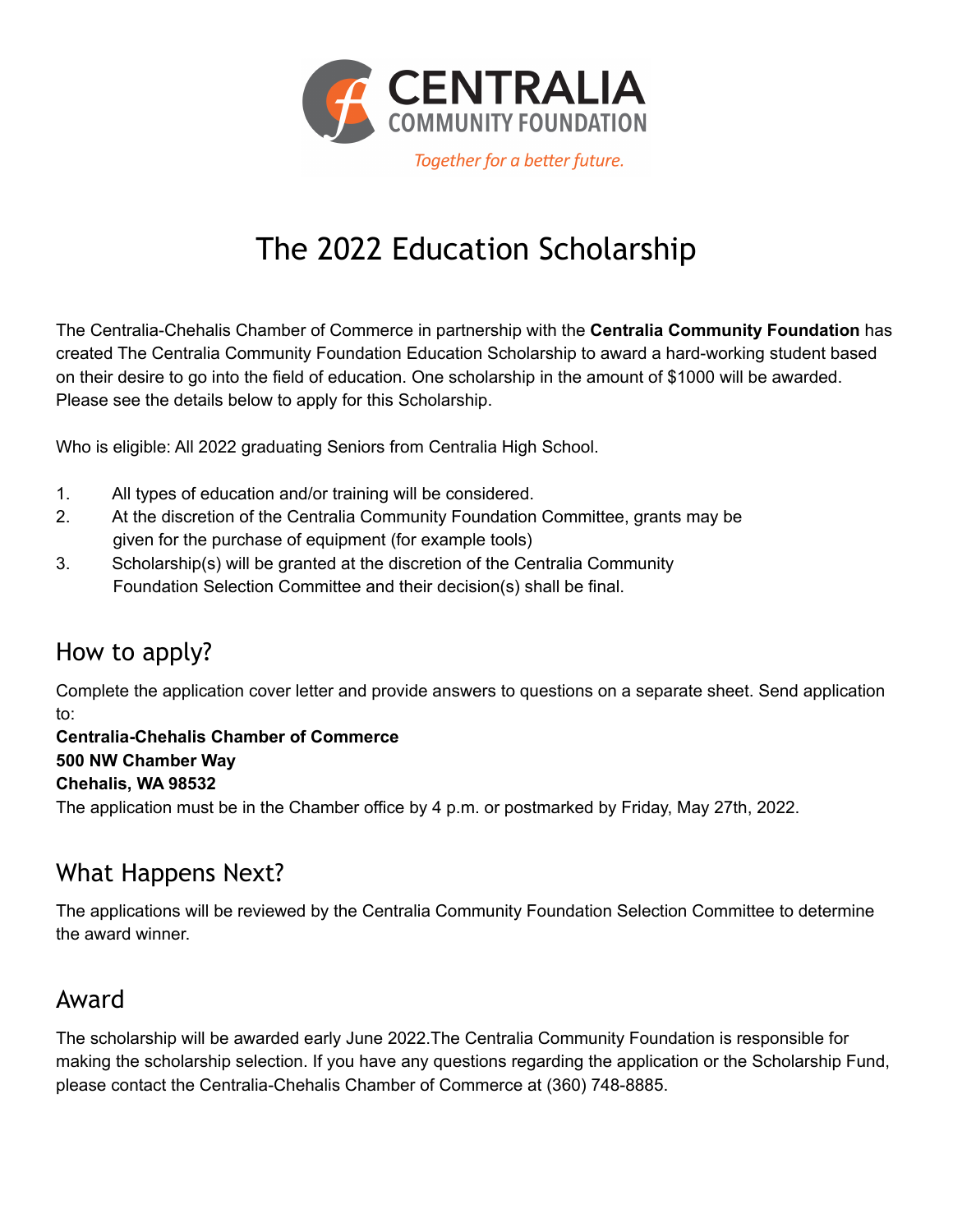CENTRALIA
COMMUNITY FOUNDATION
*Together for a better future.*

# The 2022 Education Scholarship

The Centralia-Chehalis Chamber of Commerce in partnership with the **Centralia Community Foundation** has created The Centralia Community Foundation Education Scholarship to award a hard-working student based on their desire to go into the field of education. One scholarship in the amount of $1000 will be awarded. Please see the details below to apply for this Scholarship.

Who is eligible: All 2022 graduating Seniors from Centralia High School.

1. All types of education and/or training will be considered.
2. At the discretion of the Centralia Community Foundation Committee, grants may be given for the purchase of equipment (for example tools)
3. Scholarship(s) will be granted at the discretion of the Centralia Community Foundation Selection Committee and their decision(s) shall be final.

## How to apply?

Complete the application cover letter and provide answers to questions on a separate sheet. Send application to:

**Centralia-Chehalis Chamber of Commerce**
**500 NW Chamber Way**
**Chehalis, WA 98532**

The application must be in the Chamber office by 4 p.m. or postmarked by Friday, May 27th, 2022.

## What Happens Next?

The applications will be reviewed by the Centralia Community Foundation Selection Committee to determine the award winner.

## Award

The scholarship will be awarded early June 2022.The Centralia Community Foundation is responsible for making the scholarship selection. If you have any questions regarding the application or the Scholarship Fund, please contact the Centralia-Chehalis Chamber of Commerce at (360) 748-8885.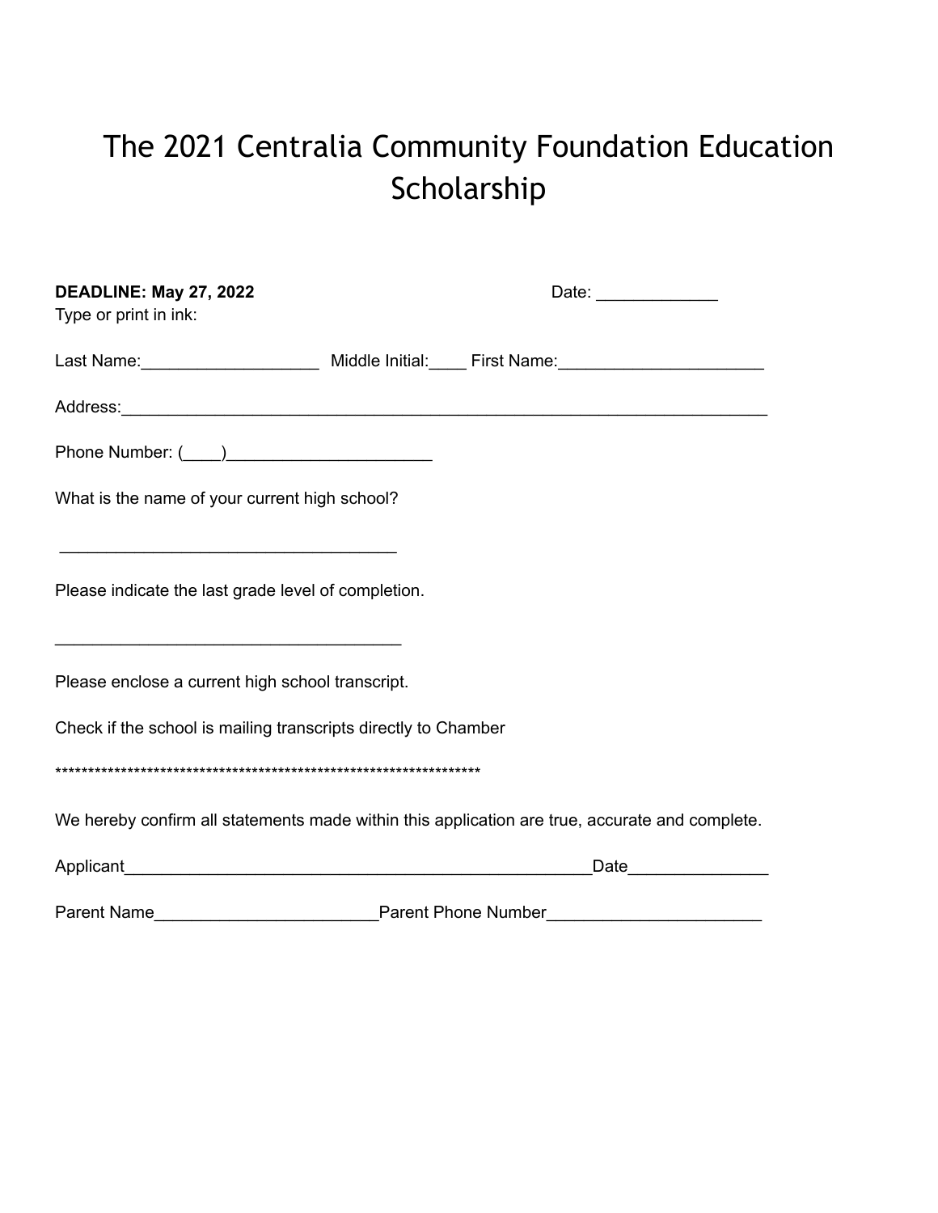# The 2021 Centralia Community Foundation Education Scholarship

**DEADLINE: May 27, 2022** Date: _____________

Type or print in ink:

Last Name:___________________ Middle Initial:____ First Name:_____________________

Address:______________________________________________________________________

Phone Number: (____)_____________________

What is the name of your current high school?

___________________________________

Please indicate the last grade level of completion.

____________________________________

Please enclose a current high school transcript.

Check if the school is mailing transcripts directly to Chamber

*******************************************************************

We hereby confirm all statements made within this application are true, accurate and complete.

Applicant_________________________________________________Date______________

Parent Name_______________________Parent Phone Number_____________________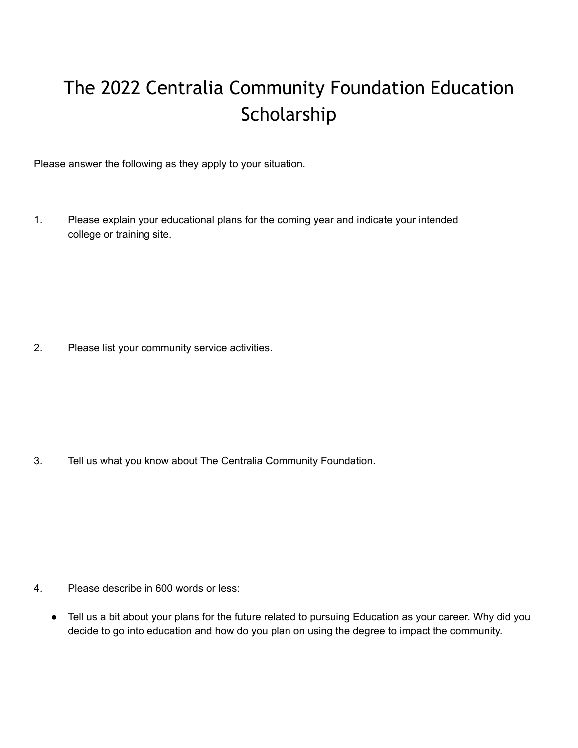# The 2022 Centralia Community Foundation Education Scholarship

Please answer the following as they apply to your situation.

1. Please explain your educational plans for the coming year and indicate your intended college or training site.

2. Please list your community service activities.

3. Tell us what you know about The Centralia Community Foundation.

4. Please describe in 600 words or less:

   - Tell us a bit about your plans for the future related to pursuing Education as your career. Why did you decide to go into education and how do you plan on using the degree to impact the community.